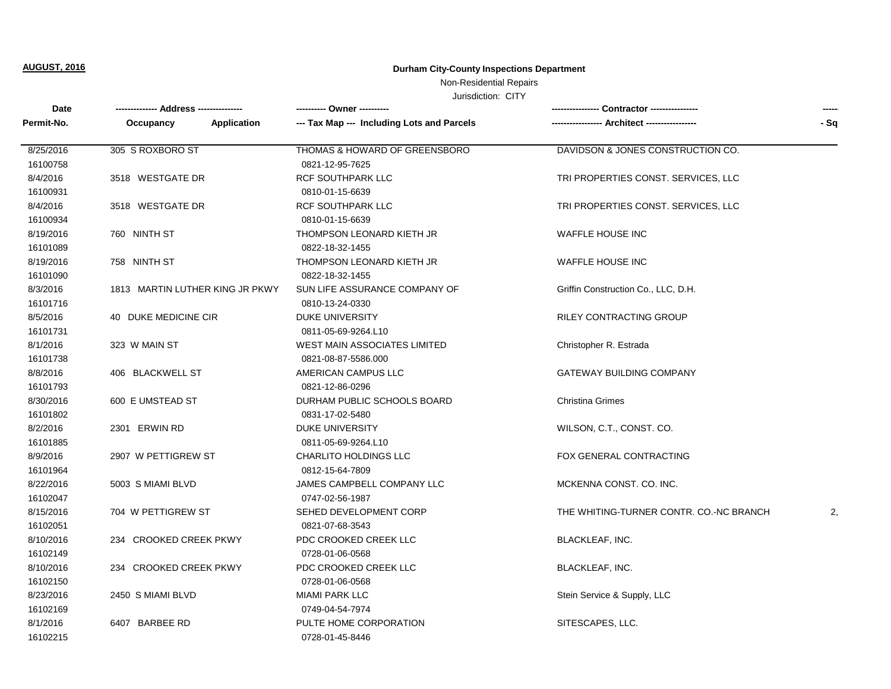**AUGUST, 2016**

**Durham City-County Inspections Department**

Non-Residential Repairs

Jurisdiction: CITY

| Date<br>Permit-No. | Address<br>Occupancy / Application | Owner<br>Tax Map --- Including Lots and Parcels | Contractor<br>Architect | - Sq |
|---|---|---|---|---|
| 8/25/2016<br>16100758 | 305 S ROXBORO ST | THOMAS & HOWARD OF GREENSBORO<br>0821-12-95-7625 | DAVIDSON & JONES CONSTRUCTION CO. | |
| 8/4/2016<br>16100931 | 3518 WESTGATE DR | RCF SOUTHPARK LLC<br>0810-01-15-6639 | TRI PROPERTIES CONST. SERVICES, LLC | |
| 8/4/2016<br>16100934 | 3518 WESTGATE DR | RCF SOUTHPARK LLC<br>0810-01-15-6639 | TRI PROPERTIES CONST. SERVICES, LLC | |
| 8/19/2016<br>16101089 | 760 NINTH ST | THOMPSON LEONARD KIETH JR<br>0822-18-32-1455 | WAFFLE HOUSE INC | |
| 8/19/2016<br>16101090 | 758 NINTH ST | THOMPSON LEONARD KIETH JR<br>0822-18-32-1455 | WAFFLE HOUSE INC | |
| 8/3/2016<br>16101716 | 1813 MARTIN LUTHER KING JR PKWY | SUN LIFE ASSURANCE COMPANY OF<br>0810-13-24-0330 | Griffin Construction Co., LLC, D.H. | |
| 8/5/2016<br>16101731 | 40 DUKE MEDICINE CIR | DUKE UNIVERSITY<br>0811-05-69-9264.L10 | RILEY CONTRACTING GROUP | |
| 8/1/2016<br>16101738 | 323 W MAIN ST | WEST MAIN ASSOCIATES LIMITED<br>0821-08-87-5586.000 | Christopher R. Estrada | |
| 8/8/2016<br>16101793 | 406 BLACKWELL ST | AMERICAN CAMPUS LLC<br>0821-12-86-0296 | GATEWAY BUILDING COMPANY | |
| 8/30/2016<br>16101802 | 600 E UMSTEAD ST | DURHAM PUBLIC SCHOOLS BOARD<br>0831-17-02-5480 | Christina Grimes | |
| 8/2/2016<br>16101885 | 2301 ERWIN RD | DUKE UNIVERSITY<br>0811-05-69-9264.L10 | WILSON, C.T., CONST. CO. | |
| 8/9/2016<br>16101964 | 2907 W PETTIGREW ST | CHARLITO HOLDINGS LLC<br>0812-15-64-7809 | FOX GENERAL CONTRACTING | |
| 8/22/2016<br>16102047 | 5003 S MIAMI BLVD | JAMES CAMPBELL COMPANY LLC<br>0747-02-56-1987 | MCKENNA CONST. CO. INC. | |
| 8/15/2016<br>16102051 | 704 W PETTIGREW ST | SEHED DEVELOPMENT CORP<br>0821-07-68-3543 | THE WHITING-TURNER CONTR. CO.-NC BRANCH | 2, |
| 8/10/2016<br>16102149 | 234 CROOKED CREEK PKWY | PDC CROOKED CREEK LLC<br>0728-01-06-0568 | BLACKLEAF, INC. | |
| 8/10/2016<br>16102150 | 234 CROOKED CREEK PKWY | PDC CROOKED CREEK LLC<br>0728-01-06-0568 | BLACKLEAF, INC. | |
| 8/23/2016<br>16102169 | 2450 S MIAMI BLVD | MIAMI PARK LLC<br>0749-04-54-7974 | Stein Service & Supply, LLC | |
| 8/1/2016<br>16102215 | 6407 BARBEE RD | PULTE HOME CORPORATION<br>0728-01-45-8446 | SITESCAPES, LLC. | |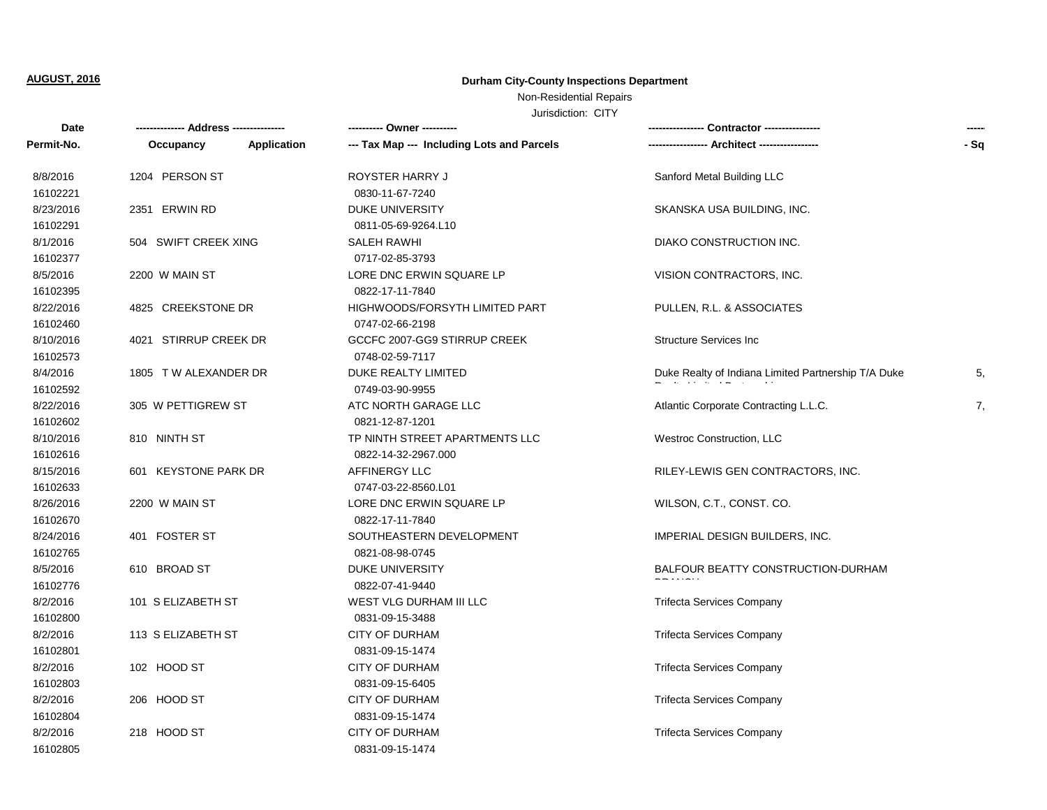**AUGUST, 2016**

**Durham City-County Inspections Department**

Non-Residential Repairs

Jurisdiction: CITY

| Date / Permit-No. | -------------- Address --------------- Occupancy | Application | ---------- Owner ---------- --- Tax Map --- Including Lots and Parcels | ---------------- Contractor ---------------- ----------------- Architect ----------------- | ----- - Sq |
|---|---|---|---|---|---|
| 8/8/2016 16102221 | 1204 PERSON ST | | ROYSTER HARRY J 0830-11-67-7240 | Sanford Metal Building LLC | |
| 8/23/2016 16102291 | 2351 ERWIN RD | | DUKE UNIVERSITY 0811-05-69-9264.L10 | SKANSKA USA BUILDING, INC. | |
| 8/1/2016 16102377 | 504 SWIFT CREEK XING | | SALEH RAWHI 0717-02-85-3793 | DIAKO CONSTRUCTION INC. | |
| 8/5/2016 16102395 | 2200 W MAIN ST | | LORE DNC ERWIN SQUARE LP 0822-17-11-7840 | VISION CONTRACTORS, INC. | |
| 8/22/2016 16102460 | 4825 CREEKSTONE DR | | HIGHWOODS/FORSYTH LIMITED PART 0747-02-66-2198 | PULLEN, R.L. & ASSOCIATES | |
| 8/10/2016 16102573 | 4021 STIRRUP CREEK DR | | GCCFC 2007-GG9 STIRRUP CREEK 0748-02-59-7117 | Structure Services Inc | |
| 8/4/2016 16102592 | 1805 T W ALEXANDER DR | | DUKE REALTY LIMITED 0749-03-90-9955 | Duke Realty of Indiana Limited Partnership T/A Duke Realty Limited Partnership | 5, |
| 8/22/2016 16102602 | 305 W PETTIGREW ST | | ATC NORTH GARAGE LLC 0821-12-87-1201 | Atlantic Corporate Contracting L.L.C. | 7, |
| 8/10/2016 16102616 | 810 NINTH ST | | TP NINTH STREET APARTMENTS LLC 0822-14-32-2967.000 | Westroc Construction, LLC | |
| 8/15/2016 16102633 | 601 KEYSTONE PARK DR | | AFFINERGY LLC 0747-03-22-8560.L01 | RILEY-LEWIS GEN CONTRACTORS, INC. | |
| 8/26/2016 16102670 | 2200 W MAIN ST | | LORE DNC ERWIN SQUARE LP 0822-17-11-7840 | WILSON, C.T., CONST. CO. | |
| 8/24/2016 16102765 | 401 FOSTER ST | | SOUTHEASTERN DEVELOPMENT 0821-08-98-0745 | IMPERIAL DESIGN BUILDERS, INC. | |
| 8/5/2016 16102776 | 610 BROAD ST | | DUKE UNIVERSITY 0822-07-41-9440 | BALFOUR BEATTY CONSTRUCTION-DURHAM BRANCH | |
| 8/2/2016 16102800 | 101 S ELIZABETH ST | | WEST VLG DURHAM III LLC 0831-09-15-3488 | Trifecta Services Company | |
| 8/2/2016 16102801 | 113 S ELIZABETH ST | | CITY OF DURHAM 0831-09-15-1474 | Trifecta Services Company | |
| 8/2/2016 16102803 | 102 HOOD ST | | CITY OF DURHAM 0831-09-15-6405 | Trifecta Services Company | |
| 8/2/2016 16102804 | 206 HOOD ST | | CITY OF DURHAM 0831-09-15-1474 | Trifecta Services Company | |
| 8/2/2016 16102805 | 218 HOOD ST | | CITY OF DURHAM 0831-09-15-1474 | Trifecta Services Company | |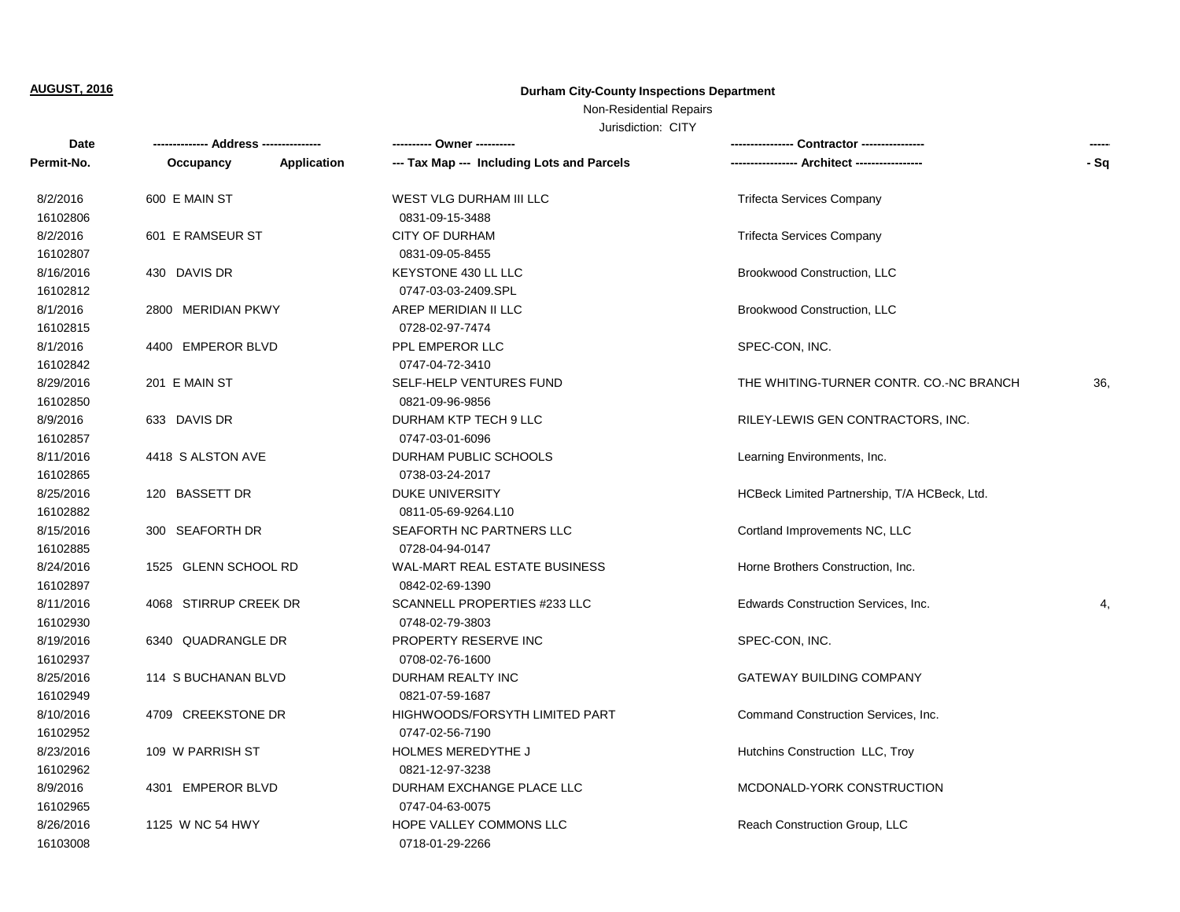**AUGUST, 2016**

**Durham City-County Inspections Department**

Non-Residential Repairs

Jurisdiction: CITY

| Date<br>Permit-No. | ------------- Address ---------------<br>Occupancy Application | ---------- Owner ----------<br>--- Tax Map --- Including Lots and Parcels | ---------------- Contractor ----------------<br>----------------- Architect ----------------- | -----<br>- Sq |
|---|---|---|---|---|
| 8/2/2016<br>16102806 | 600 E MAIN ST | WEST VLG DURHAM III LLC<br>0831-09-15-3488 | Trifecta Services Company | |
| 8/2/2016<br>16102807 | 601 E RAMSEUR ST | CITY OF DURHAM<br>0831-09-05-8455 | Trifecta Services Company | |
| 8/16/2016<br>16102812 | 430 DAVIS DR | KEYSTONE 430 LL LLC<br>0747-03-03-2409.SPL | Brookwood Construction, LLC | |
| 8/1/2016<br>16102815 | 2800 MERIDIAN PKWY | AREP MERIDIAN II LLC<br>0728-02-97-7474 | Brookwood Construction, LLC | |
| 8/1/2016<br>16102842 | 4400 EMPEROR BLVD | PPL EMPEROR LLC<br>0747-04-72-3410 | SPEC-CON, INC. | |
| 8/29/2016<br>16102850 | 201 E MAIN ST | SELF-HELP VENTURES FUND<br>0821-09-96-9856 | THE WHITING-TURNER CONTR. CO.-NC BRANCH | 36, |
| 8/9/2016<br>16102857 | 633 DAVIS DR | DURHAM KTP TECH 9 LLC<br>0747-03-01-6096 | RILEY-LEWIS GEN CONTRACTORS, INC. | |
| 8/11/2016<br>16102865 | 4418 S ALSTON AVE | DURHAM PUBLIC SCHOOLS<br>0738-03-24-2017 | Learning Environments, Inc. | |
| 8/25/2016<br>16102882 | 120 BASSETT DR | DUKE UNIVERSITY<br>0811-05-69-9264.L10 | HCBeck Limited Partnership, T/A HCBeck, Ltd. | |
| 8/15/2016<br>16102885 | 300 SEAFORTH DR | SEAFORTH NC PARTNERS LLC<br>0728-04-94-0147 | Cortland Improvements NC, LLC | |
| 8/24/2016<br>16102897 | 1525 GLENN SCHOOL RD | WAL-MART REAL ESTATE BUSINESS<br>0842-02-69-1390 | Horne Brothers Construction, Inc. | |
| 8/11/2016<br>16102930 | 4068 STIRRUP CREEK DR | SCANNELL PROPERTIES #233 LLC<br>0748-02-79-3803 | Edwards Construction Services, Inc. | 4, |
| 8/19/2016<br>16102937 | 6340 QUADRANGLE DR | PROPERTY RESERVE INC<br>0708-02-76-1600 | SPEC-CON, INC. | |
| 8/25/2016<br>16102949 | 114 S BUCHANAN BLVD | DURHAM REALTY INC<br>0821-07-59-1687 | GATEWAY BUILDING COMPANY | |
| 8/10/2016<br>16102952 | 4709 CREEKSTONE DR | HIGHWOODS/FORSYTH LIMITED PART<br>0747-02-56-7190 | Command Construction Services, Inc. | |
| 8/23/2016<br>16102962 | 109 W PARRISH ST | HOLMES MEREDYTHE J<br>0821-12-97-3238 | Hutchins Construction LLC, Troy | |
| 8/9/2016<br>16102965 | 4301 EMPEROR BLVD | DURHAM EXCHANGE PLACE LLC<br>0747-04-63-0075 | MCDONALD-YORK CONSTRUCTION | |
| 8/26/2016<br>16103008 | 1125 W NC 54 HWY | HOPE VALLEY COMMONS LLC<br>0718-01-29-2266 | Reach Construction Group, LLC | |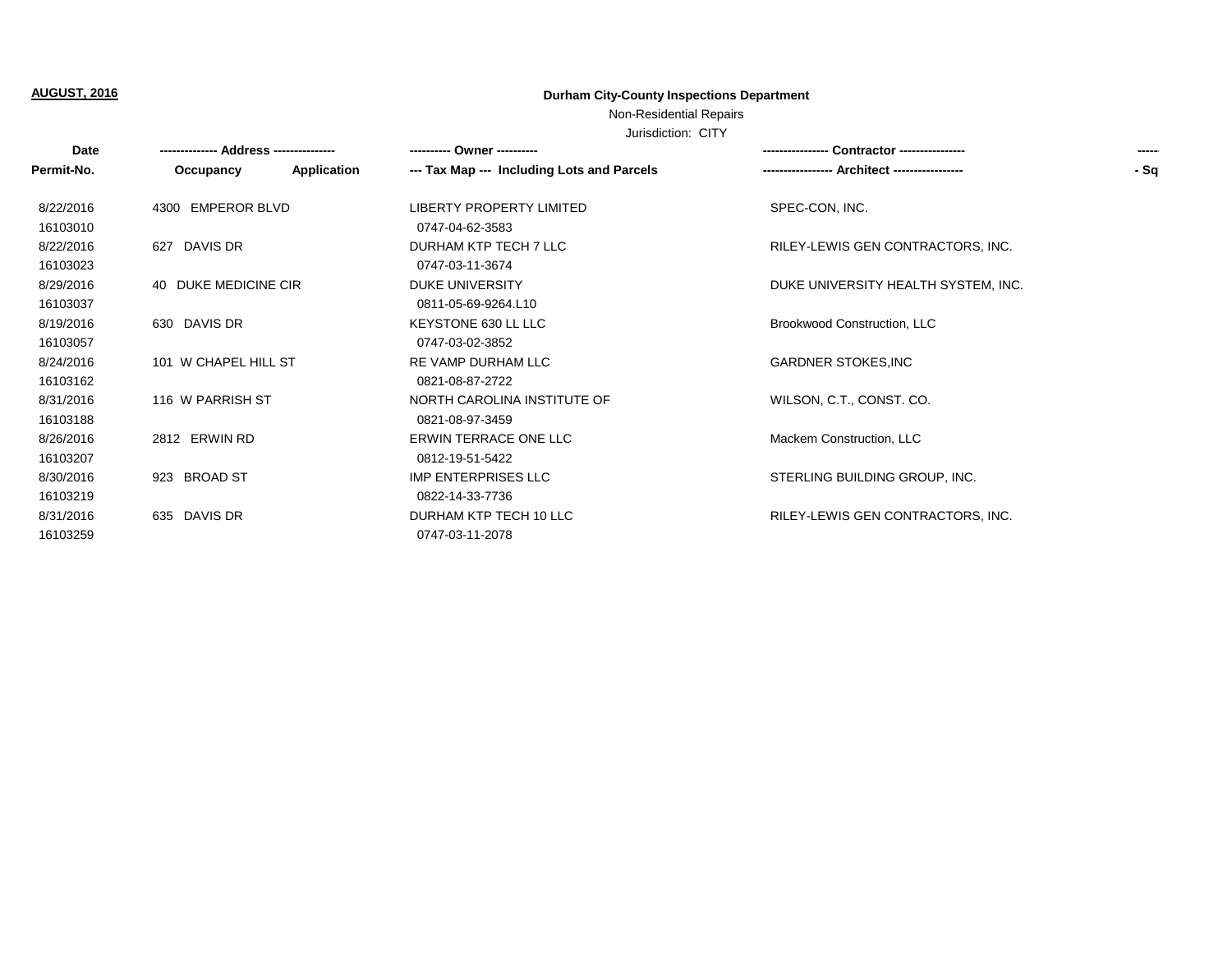**AUGUST, 2016**

**Durham City-County Inspections Department**

Non-Residential Repairs

Jurisdiction: CITY

| Date<br>Permit-No. | -------------- Address ---------------<br>Occupancy Application | ---------- Owner ----------<br>--- Tax Map --- Including Lots and Parcels | ---------------- Contractor ----------------<br>----------------- Architect ----------------- | -----<br>- Sq |
|---|---|---|---|---|
| 8/22/2016<br>16103010 | 4300 EMPEROR BLVD | LIBERTY PROPERTY LIMITED<br>0747-04-62-3583 | SPEC-CON, INC. | |
| 8/22/2016<br>16103023 | 627 DAVIS DR | DURHAM KTP TECH 7 LLC<br>0747-03-11-3674 | RILEY-LEWIS GEN CONTRACTORS, INC. | |
| 8/29/2016<br>16103037 | 40 DUKE MEDICINE CIR | DUKE UNIVERSITY<br>0811-05-69-9264.L10 | DUKE UNIVERSITY HEALTH SYSTEM, INC. | |
| 8/19/2016<br>16103057 | 630 DAVIS DR | KEYSTONE 630 LL LLC<br>0747-03-02-3852 | Brookwood Construction, LLC | |
| 8/24/2016<br>16103162 | 101 W CHAPEL HILL ST | RE VAMP DURHAM LLC<br>0821-08-87-2722 | GARDNER STOKES,INC | |
| 8/31/2016<br>16103188 | 116 W PARRISH ST | NORTH CAROLINA INSTITUTE OF<br>0821-08-97-3459 | WILSON, C.T., CONST. CO. | |
| 8/26/2016<br>16103207 | 2812 ERWIN RD | ERWIN TERRACE ONE LLC<br>0812-19-51-5422 | Mackem Construction, LLC | |
| 8/30/2016<br>16103219 | 923 BROAD ST | IMP ENTERPRISES LLC<br>0822-14-33-7736 | STERLING BUILDING GROUP, INC. | |
| 8/31/2016<br>16103259 | 635 DAVIS DR | DURHAM KTP TECH 10 LLC<br>0747-03-11-2078 | RILEY-LEWIS GEN CONTRACTORS, INC. | |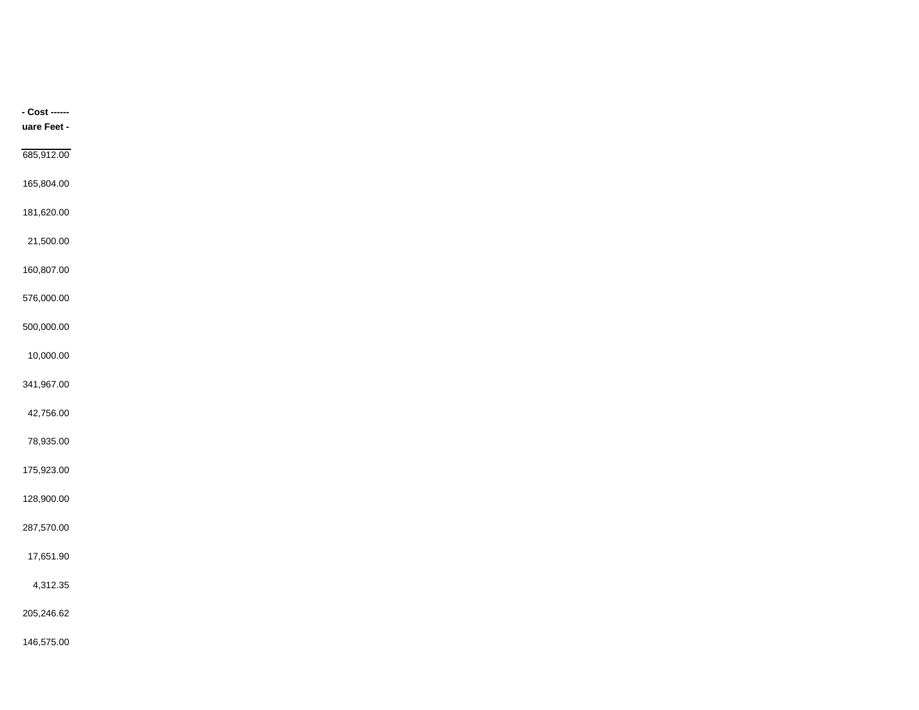| - Cost ------ uare Feet - |
|---:|
| 685,912.00 |
| 165,804.00 |
| 181,620.00 |
| 21,500.00 |
| 160,807.00 |
| 576,000.00 |
| 500,000.00 |
| 10,000.00 |
| 341,967.00 |
| 42,756.00 |
| 78,935.00 |
| 175,923.00 |
| 128,900.00 |
| 287,570.00 |
| 17,651.90 |
| 4,312.35 |
| 205,246.62 |
| 146,575.00 |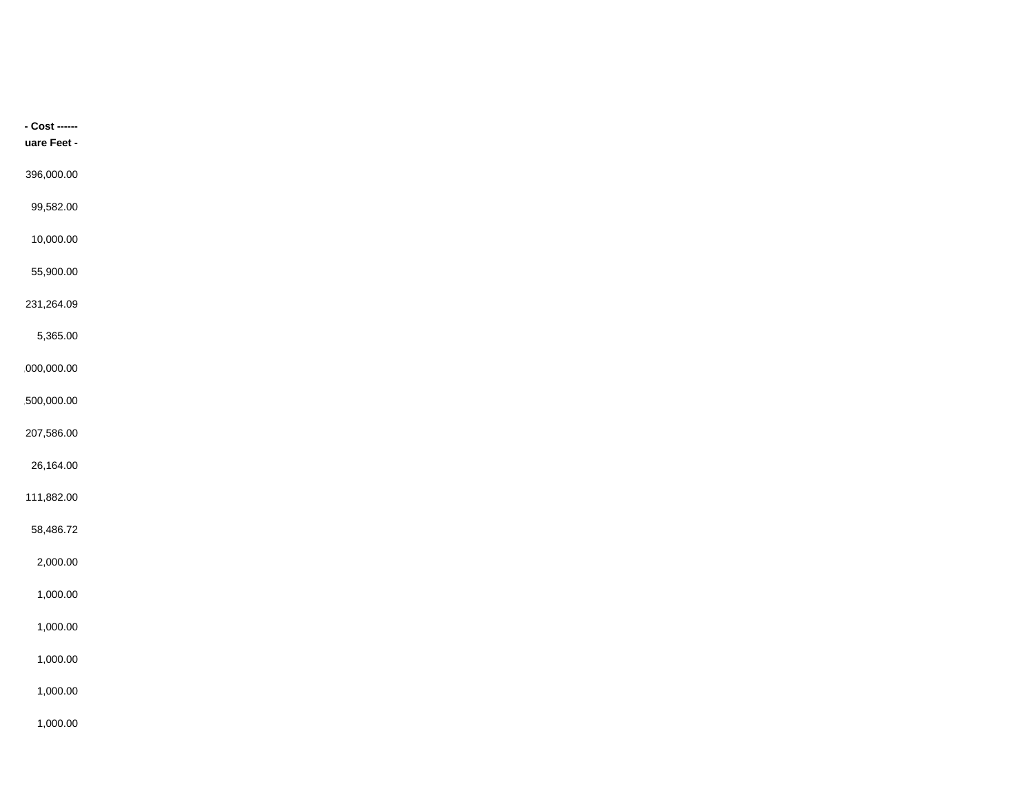| - Cost ------ |
| --- |
| uare Feet - |
| 396,000.00 |
| 99,582.00 |
| 10,000.00 |
| 55,900.00 |
| 231,264.09 |
| 5,365.00 |
| 000,000.00 |
| 500,000.00 |
| 207,586.00 |
| 26,164.00 |
| 111,882.00 |
| 58,486.72 |
| 2,000.00 |
| 1,000.00 |
| 1,000.00 |
| 1,000.00 |
| 1,000.00 |
| 1,000.00 |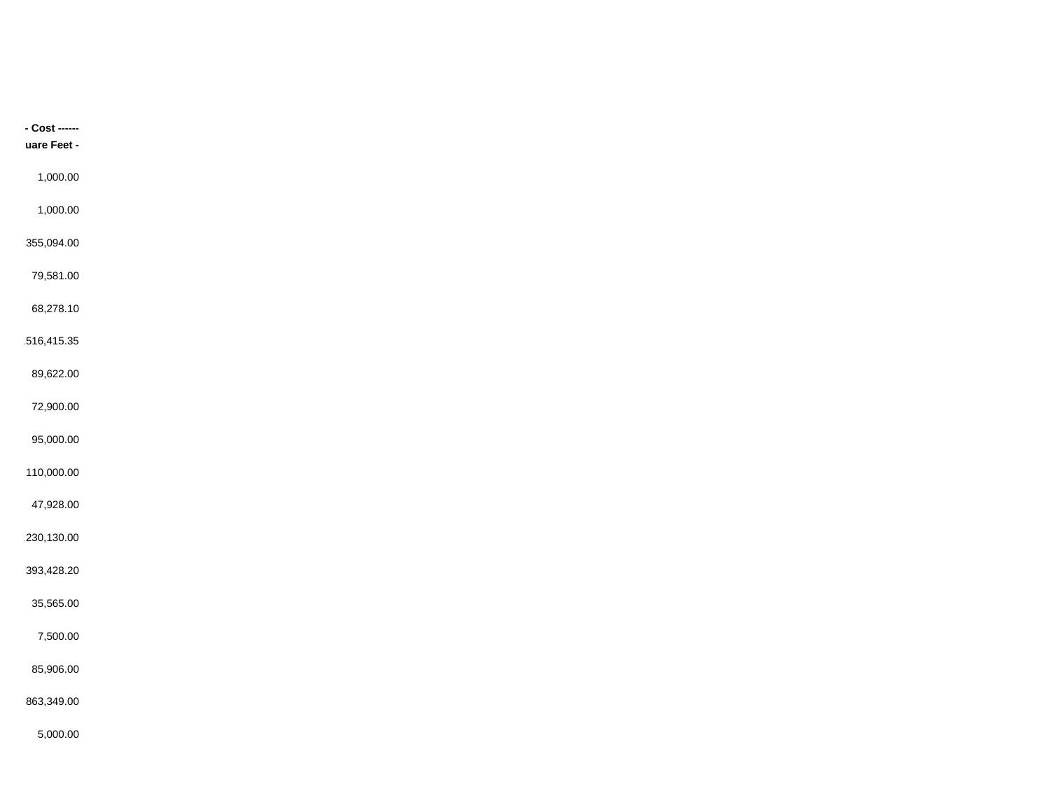| - Cost ------ |
| --- |
| uare Feet - |
| 1,000.00 |
| 1,000.00 |
| 355,094.00 |
| 79,581.00 |
| 68,278.10 |
| 516,415.35 |
| 89,622.00 |
| 72,900.00 |
| 95,000.00 |
| 110,000.00 |
| 47,928.00 |
| 230,130.00 |
| 393,428.20 |
| 35,565.00 |
| 7,500.00 |
| 85,906.00 |
| 863,349.00 |
| 5,000.00 |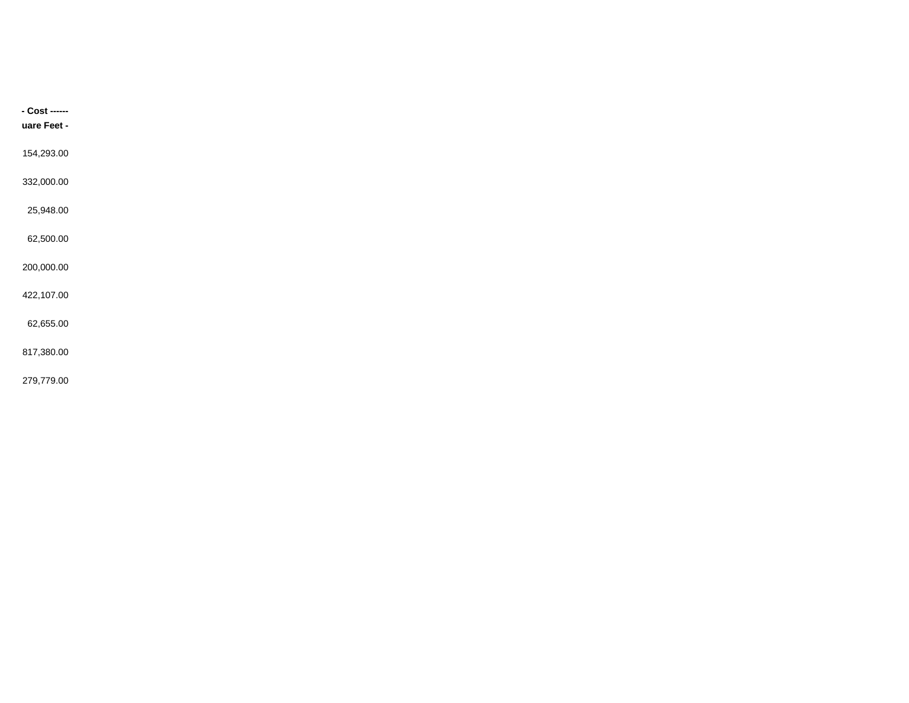| - Cost ------ |
| --- |
| uare Feet - |
| 154,293.00 |
| 332,000.00 |
| 25,948.00 |
| 62,500.00 |
| 200,000.00 |
| 422,107.00 |
| 62,655.00 |
| 817,380.00 |
| 279,779.00 |